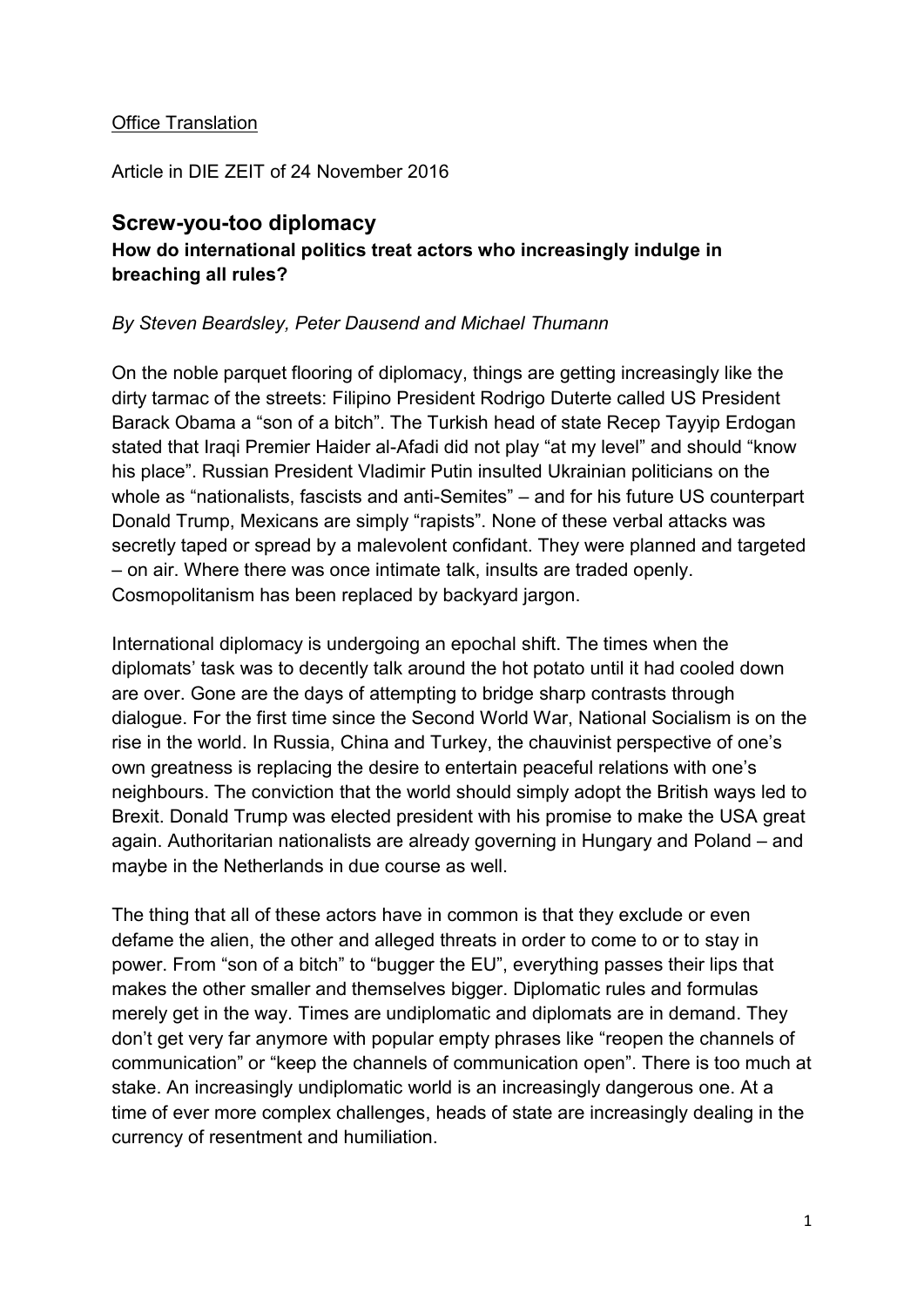Office Translation

Article in DIE ZEIT of 24 November 2016

## Screw-you-too diplomacy

### How do international politics treat actors who increasingly indulge in breaching all rules?

*By Steven Beardsley, Peter Dausend and Michael Thumann*

On the noble parquet flooring of diplomacy, things are getting increasingly like the dirty tarmac of the streets: Filipino President Rodrigo Duterte called US President Barack Obama a "son of a bitch". The Turkish head of state Recep Tayyip Erdogan stated that Iraqi Premier Haider al-Afadi did not play "at my level" and should "know his place". Russian President Vladimir Putin insulted Ukrainian politicians on the whole as "nationalists, fascists and anti-Semites" – and for his future US counterpart Donald Trump, Mexicans are simply "rapists". None of these verbal attacks was secretly taped or spread by a malevolent confidant. They were planned and targeted – on air. Where there was once intimate talk, insults are traded openly. Cosmopolitanism has been replaced by backyard jargon.

International diplomacy is undergoing an epochal shift. The times when the diplomats' task was to decently talk around the hot potato until it had cooled down are over. Gone are the days of attempting to bridge sharp contrasts through dialogue. For the first time since the Second World War, National Socialism is on the rise in the world. In Russia, China and Turkey, the chauvinist perspective of one's own greatness is replacing the desire to entertain peaceful relations with one's neighbours. The conviction that the world should simply adopt the British ways led to Brexit. Donald Trump was elected president with his promise to make the USA great again. Authoritarian nationalists are already governing in Hungary and Poland – and maybe in the Netherlands in due course as well.

The thing that all of these actors have in common is that they exclude or even defame the alien, the other and alleged threats in order to come to or to stay in power. From "son of a bitch" to "bugger the EU", everything passes their lips that makes the other smaller and themselves bigger. Diplomatic rules and formulas merely get in the way. Times are undiplomatic and diplomats are in demand. They don't get very far anymore with popular empty phrases like "reopen the channels of communication" or "keep the channels of communication open". There is too much at stake. An increasingly undiplomatic world is an increasingly dangerous one. At a time of ever more complex challenges, heads of state are increasingly dealing in the currency of resentment and humiliation.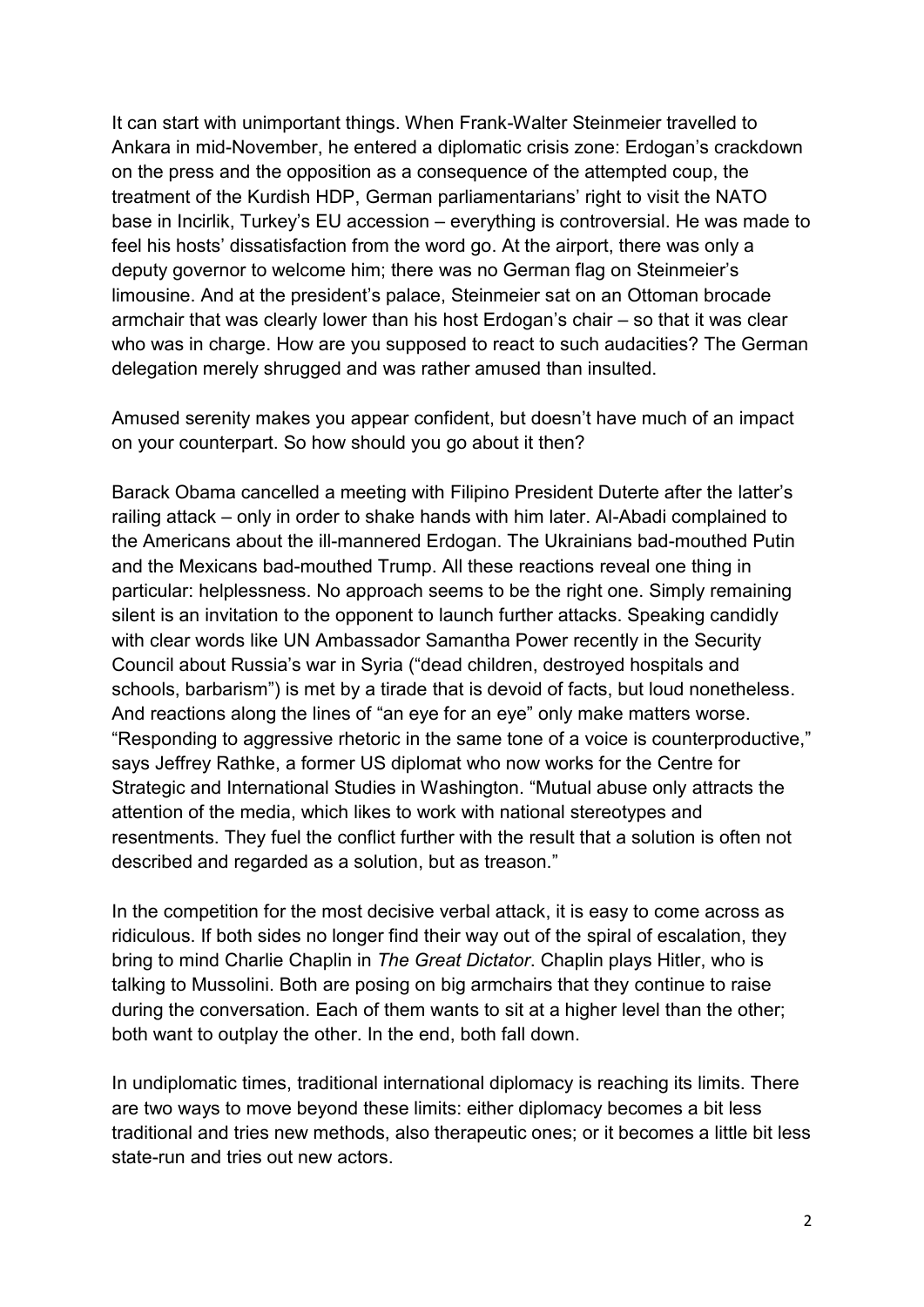It can start with unimportant things. When Frank-Walter Steinmeier travelled to Ankara in mid-November, he entered a diplomatic crisis zone: Erdogan's crackdown on the press and the opposition as a consequence of the attempted coup, the treatment of the Kurdish HDP, German parliamentarians' right to visit the NATO base in Incirlik, Turkey's EU accession – everything is controversial. He was made to feel his hosts' dissatisfaction from the word go. At the airport, there was only a deputy governor to welcome him; there was no German flag on Steinmeier's limousine. And at the president's palace, Steinmeier sat on an Ottoman brocade armchair that was clearly lower than his host Erdogan's chair – so that it was clear who was in charge. How are you supposed to react to such audacities? The German delegation merely shrugged and was rather amused than insulted.

Amused serenity makes you appear confident, but doesn't have much of an impact on your counterpart. So how should you go about it then?

Barack Obama cancelled a meeting with Filipino President Duterte after the latter's railing attack – only in order to shake hands with him later. Al-Abadi complained to the Americans about the ill-mannered Erdogan. The Ukrainians bad-mouthed Putin and the Mexicans bad-mouthed Trump. All these reactions reveal one thing in particular: helplessness. No approach seems to be the right one. Simply remaining silent is an invitation to the opponent to launch further attacks. Speaking candidly with clear words like UN Ambassador Samantha Power recently in the Security Council about Russia's war in Syria ("dead children, destroyed hospitals and schools, barbarism") is met by a tirade that is devoid of facts, but loud nonetheless. And reactions along the lines of "an eye for an eye" only make matters worse. "Responding to aggressive rhetoric in the same tone of a voice is counterproductive," says Jeffrey Rathke, a former US diplomat who now works for the Centre for Strategic and International Studies in Washington. "Mutual abuse only attracts the attention of the media, which likes to work with national stereotypes and resentments. They fuel the conflict further with the result that a solution is often not described and regarded as a solution, but as treason."

In the competition for the most decisive verbal attack, it is easy to come across as ridiculous. If both sides no longer find their way out of the spiral of escalation, they bring to mind Charlie Chaplin in *The Great Dictator*. Chaplin plays Hitler, who is talking to Mussolini. Both are posing on big armchairs that they continue to raise during the conversation. Each of them wants to sit at a higher level than the other; both want to outplay the other. In the end, both fall down.

In undiplomatic times, traditional international diplomacy is reaching its limits. There are two ways to move beyond these limits: either diplomacy becomes a bit less traditional and tries new methods, also therapeutic ones; or it becomes a little bit less state-run and tries out new actors.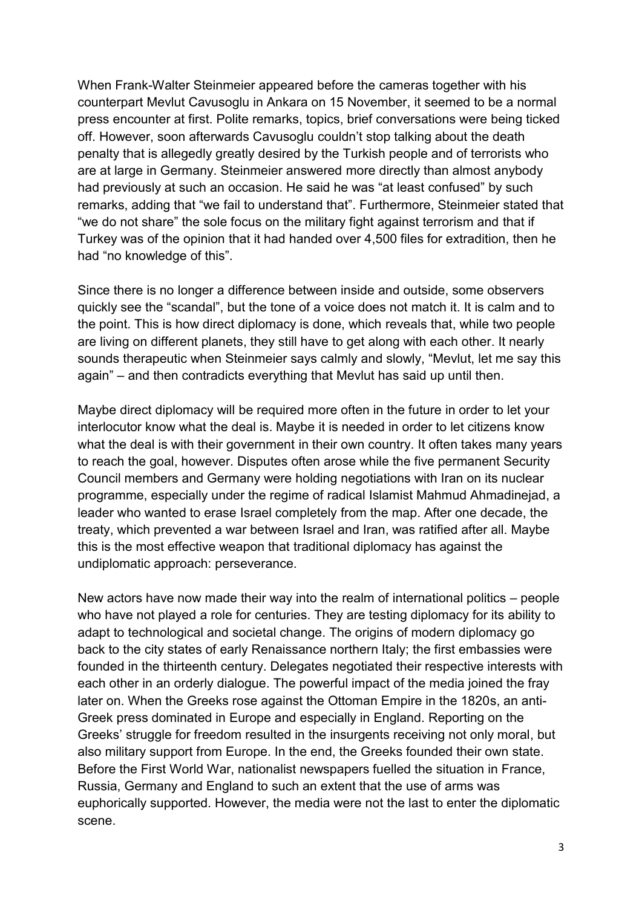When Frank-Walter Steinmeier appeared before the cameras together with his counterpart Mevlut Cavusoglu in Ankara on 15 November, it seemed to be a normal press encounter at first. Polite remarks, topics, brief conversations were being ticked off. However, soon afterwards Cavusoglu couldn't stop talking about the death penalty that is allegedly greatly desired by the Turkish people and of terrorists who are at large in Germany. Steinmeier answered more directly than almost anybody had previously at such an occasion. He said he was "at least confused" by such remarks, adding that "we fail to understand that". Furthermore, Steinmeier stated that "we do not share" the sole focus on the military fight against terrorism and that if Turkey was of the opinion that it had handed over 4,500 files for extradition, then he had "no knowledge of this".

Since there is no longer a difference between inside and outside, some observers quickly see the "scandal", but the tone of a voice does not match it. It is calm and to the point. This is how direct diplomacy is done, which reveals that, while two people are living on different planets, they still have to get along with each other. It nearly sounds therapeutic when Steinmeier says calmly and slowly, "Mevlut, let me say this again" – and then contradicts everything that Mevlut has said up until then.

Maybe direct diplomacy will be required more often in the future in order to let your interlocutor know what the deal is. Maybe it is needed in order to let citizens know what the deal is with their government in their own country. It often takes many years to reach the goal, however. Disputes often arose while the five permanent Security Council members and Germany were holding negotiations with Iran on its nuclear programme, especially under the regime of radical Islamist Mahmud Ahmadinejad, a leader who wanted to erase Israel completely from the map. After one decade, the treaty, which prevented a war between Israel and Iran, was ratified after all. Maybe this is the most effective weapon that traditional diplomacy has against the undiplomatic approach: perseverance.

New actors have now made their way into the realm of international politics – people who have not played a role for centuries. They are testing diplomacy for its ability to adapt to technological and societal change. The origins of modern diplomacy go back to the city states of early Renaissance northern Italy; the first embassies were founded in the thirteenth century. Delegates negotiated their respective interests with each other in an orderly dialogue. The powerful impact of the media joined the fray later on. When the Greeks rose against the Ottoman Empire in the 1820s, an anti-Greek press dominated in Europe and especially in England. Reporting on the Greeks' struggle for freedom resulted in the insurgents receiving not only moral, but also military support from Europe. In the end, the Greeks founded their own state. Before the First World War, nationalist newspapers fuelled the situation in France, Russia, Germany and England to such an extent that the use of arms was euphorically supported. However, the media were not the last to enter the diplomatic scene.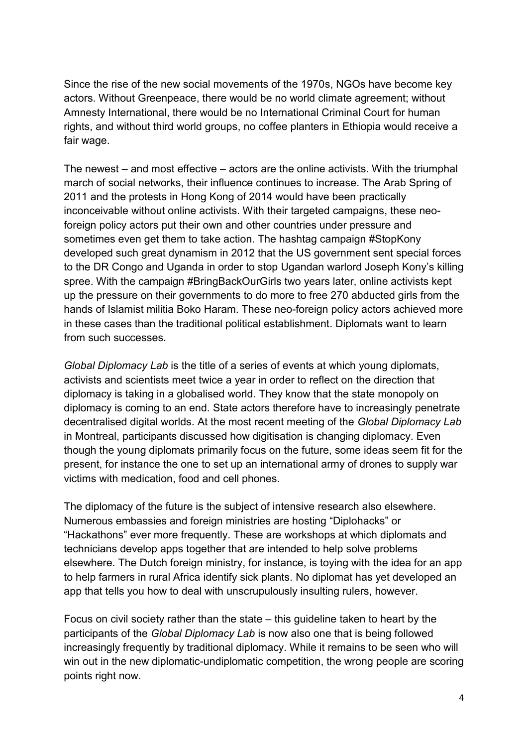Since the rise of the new social movements of the 1970s, NGOs have become key actors. Without Greenpeace, there would be no world climate agreement; without Amnesty International, there would be no International Criminal Court for human rights, and without third world groups, no coffee planters in Ethiopia would receive a fair wage.

The newest – and most effective – actors are the online activists. With the triumphal march of social networks, their influence continues to increase. The Arab Spring of 2011 and the protests in Hong Kong of 2014 would have been practically inconceivable without online activists. With their targeted campaigns, these neo-foreign policy actors put their own and other countries under pressure and sometimes even get them to take action. The hashtag campaign #StopKony developed such great dynamism in 2012 that the US government sent special forces to the DR Congo and Uganda in order to stop Ugandan warlord Joseph Kony's killing spree. With the campaign #BringBackOurGirls two years later, online activists kept up the pressure on their governments to do more to free 270 abducted girls from the hands of Islamist militia Boko Haram. These neo-foreign policy actors achieved more in these cases than the traditional political establishment. Diplomats want to learn from such successes.

*Global Diplomacy Lab* is the title of a series of events at which young diplomats, activists and scientists meet twice a year in order to reflect on the direction that diplomacy is taking in a globalised world. They know that the state monopoly on diplomacy is coming to an end. State actors therefore have to increasingly penetrate decentralised digital worlds. At the most recent meeting of the *Global Diplomacy Lab* in Montreal, participants discussed how digitisation is changing diplomacy. Even though the young diplomats primarily focus on the future, some ideas seem fit for the present, for instance the one to set up an international army of drones to supply war victims with medication, food and cell phones.

The diplomacy of the future is the subject of intensive research also elsewhere. Numerous embassies and foreign ministries are hosting "Diplohacks" or "Hackathons" ever more frequently. These are workshops at which diplomats and technicians develop apps together that are intended to help solve problems elsewhere. The Dutch foreign ministry, for instance, is toying with the idea for an app to help farmers in rural Africa identify sick plants. No diplomat has yet developed an app that tells you how to deal with unscrupulously insulting rulers, however.

Focus on civil society rather than the state – this guideline taken to heart by the participants of the *Global Diplomacy Lab* is now also one that is being followed increasingly frequently by traditional diplomacy. While it remains to be seen who will win out in the new diplomatic-undiplomatic competition, the wrong people are scoring points right now.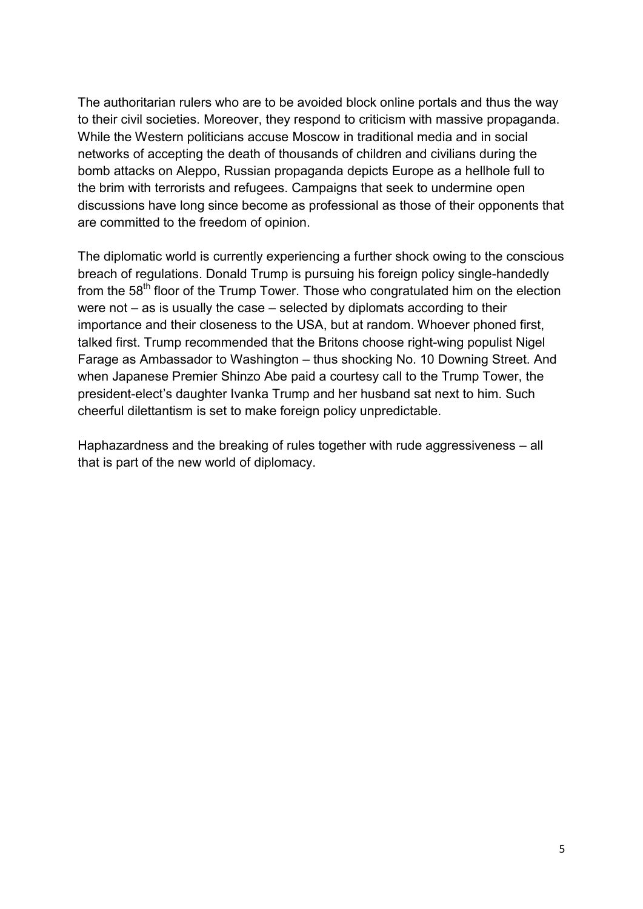The authoritarian rulers who are to be avoided block online portals and thus the way to their civil societies. Moreover, they respond to criticism with massive propaganda. While the Western politicians accuse Moscow in traditional media and in social networks of accepting the death of thousands of children and civilians during the bomb attacks on Aleppo, Russian propaganda depicts Europe as a hellhole full to the brim with terrorists and refugees. Campaigns that seek to undermine open discussions have long since become as professional as those of their opponents that are committed to the freedom of opinion.

The diplomatic world is currently experiencing a further shock owing to the conscious breach of regulations. Donald Trump is pursuing his foreign policy single-handedly from the 58th floor of the Trump Tower. Those who congratulated him on the election were not – as is usually the case – selected by diplomats according to their importance and their closeness to the USA, but at random. Whoever phoned first, talked first. Trump recommended that the Britons choose right-wing populist Nigel Farage as Ambassador to Washington – thus shocking No. 10 Downing Street. And when Japanese Premier Shinzo Abe paid a courtesy call to the Trump Tower, the president-elect's daughter Ivanka Trump and her husband sat next to him. Such cheerful dilettantism is set to make foreign policy unpredictable.

Haphazardness and the breaking of rules together with rude aggressiveness – all that is part of the new world of diplomacy.